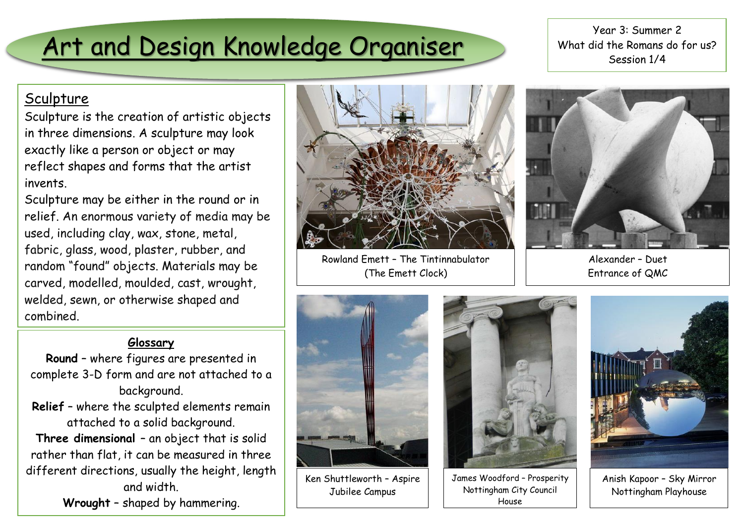# Art and Design Knowledge Organiser

Year 3: Summer 2
What did the Romans do for us?
Session 1/4

## Sculpture

Sculpture is the creation of artistic objects in three dimensions. A sculpture may look exactly like a person or object or may reflect shapes and forms that the artist invents.

Sculpture may be either in the round or in relief. An enormous variety of media may be used, including clay, wax, stone, metal, fabric, glass, wood, plaster, rubber, and random "found" objects. Materials may be carved, modelled, moulded, cast, wrought, welded, sewn, or otherwise shaped and combined.

### Glossary

**Round** – where figures are presented in complete 3-D form and are not attached to a background.

**Relief** – where the sculpted elements remain attached to a solid background.

**Three dimensional** – an object that is solid rather than flat, it can be measured in three different directions, usually the height, length and width.

**Wrought** – shaped by hammering.

Rowland Emett – The Tintinnabulator (The Emett Clock)

Alexander – Duet
Entrance of QMC

Ken Shuttleworth – Aspire
Jubilee Campus

James Woodford – Prosperity
Nottingham City Council House

Anish Kapoor – Sky Mirror
Nottingham Playhouse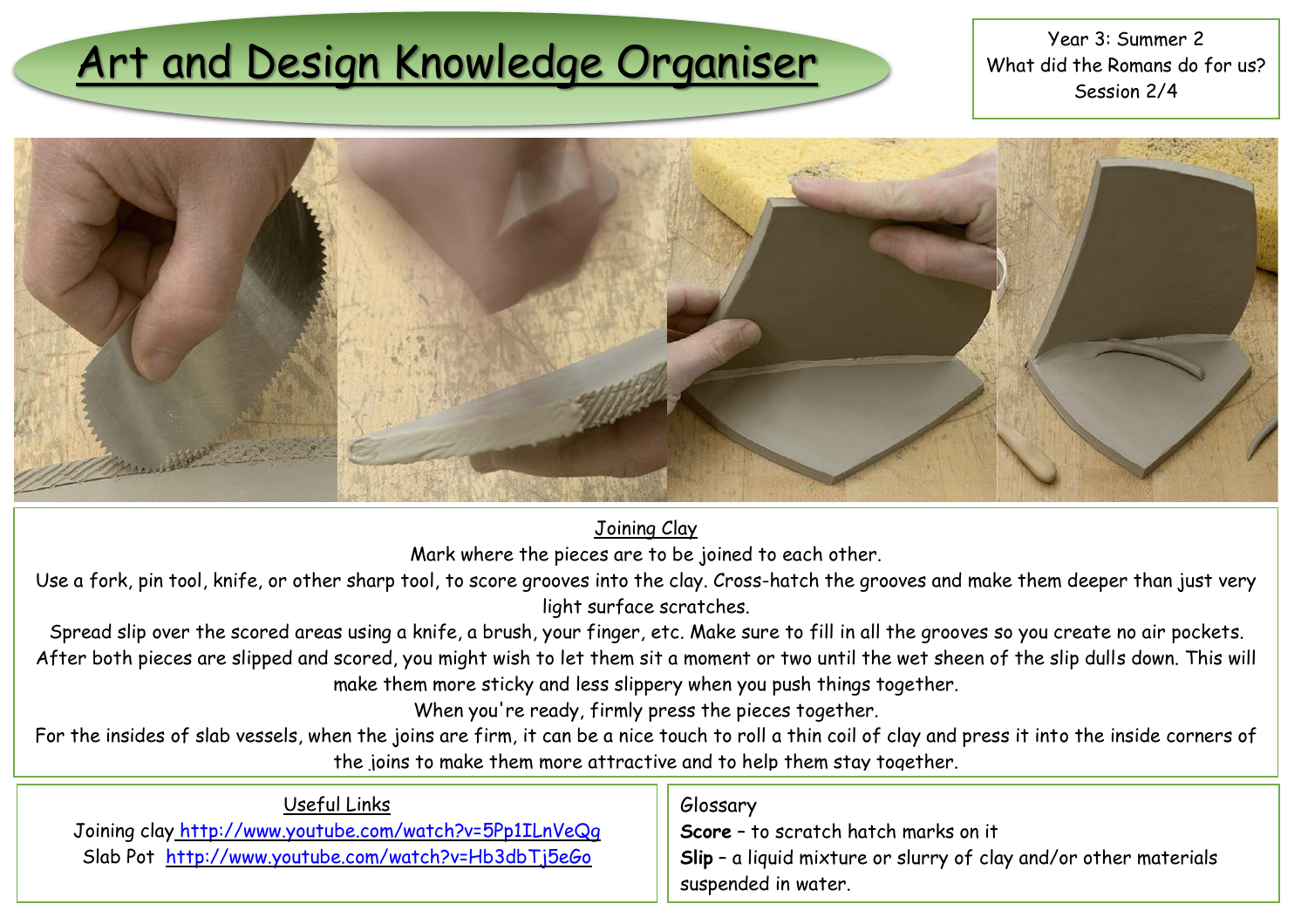# Art and Design Knowledge Organiser

Year 3: Summer 2
What did the Romans do for us?
Session 2/4

## Joining Clay

Mark where the pieces are to be joined to each other.

Use a fork, pin tool, knife, or other sharp tool, to score grooves into the clay. Cross-hatch the grooves and make them deeper than just very light surface scratches.

Spread slip over the scored areas using a knife, a brush, your finger, etc. Make sure to fill in all the grooves so you create no air pockets.

After both pieces are slipped and scored, you might wish to let them sit a moment or two until the wet sheen of the slip dulls down. This will make them more sticky and less slippery when you push things together.

When you're ready, firmly press the pieces together.

For the insides of slab vessels, when the joins are firm, it can be a nice touch to roll a thin coil of clay and press it into the inside corners of the joins to make them more attractive and to help them stay together.

## Useful Links

Joining clay http://www.youtube.com/watch?v=5Pp1ILnVeQg

Slab Pot http://www.youtube.com/watch?v=Hb3dbTj5eGo

## Glossary

**Score** – to scratch hatch marks on it

**Slip** – a liquid mixture or slurry of clay and/or other materials suspended in water.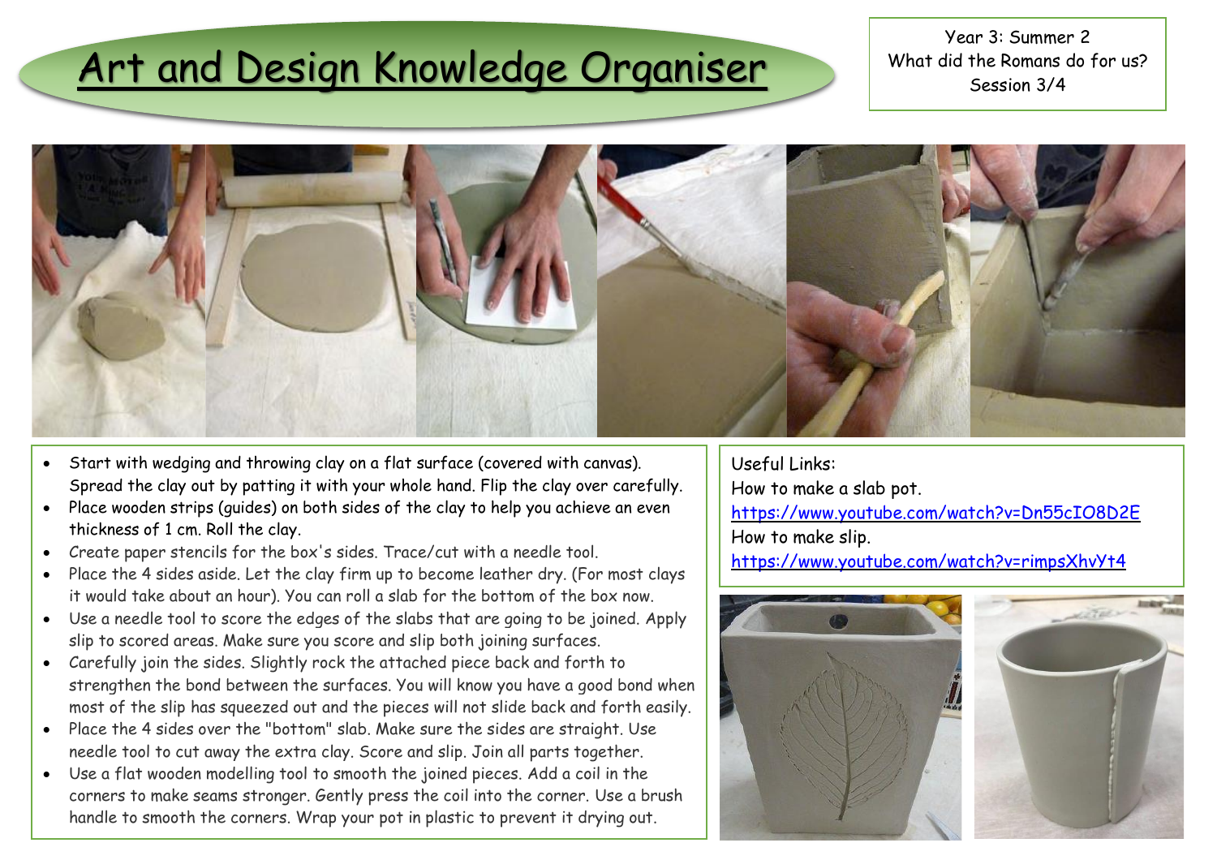# Art and Design Knowledge Organiser

Year 3: Summer 2
What did the Romans do for us?
Session 3/4

- Start with wedging and throwing clay on a flat surface (covered with canvas). Spread the clay out by patting it with your whole hand. Flip the clay over carefully.
- Place wooden strips (guides) on both sides of the clay to help you achieve an even thickness of 1 cm. Roll the clay.
- Create paper stencils for the box's sides. Trace/cut with a needle tool.
- Place the 4 sides aside. Let the clay firm up to become leather dry. (For most clays it would take about an hour). You can roll a slab for the bottom of the box now.
- Use a needle tool to score the edges of the slabs that are going to be joined. Apply slip to scored areas. Make sure you score and slip both joining surfaces.
- Carefully join the sides. Slightly rock the attached piece back and forth to strengthen the bond between the surfaces. You will know you have a good bond when most of the slip has squeezed out and the pieces will not slide back and forth easily.
- Place the 4 sides over the "bottom" slab. Make sure the sides are straight. Use needle tool to cut away the extra clay. Score and slip. Join all parts together.
- Use a flat wooden modelling tool to smooth the joined pieces. Add a coil in the corners to make seams stronger. Gently press the coil into the corner. Use a brush handle to smooth the corners. Wrap your pot in plastic to prevent it drying out.

Useful Links:

How to make a slab pot.
https://www.youtube.com/watch?v=Dn55cIO8D2E

How to make slip.
https://www.youtube.com/watch?v=rimpsXhvYt4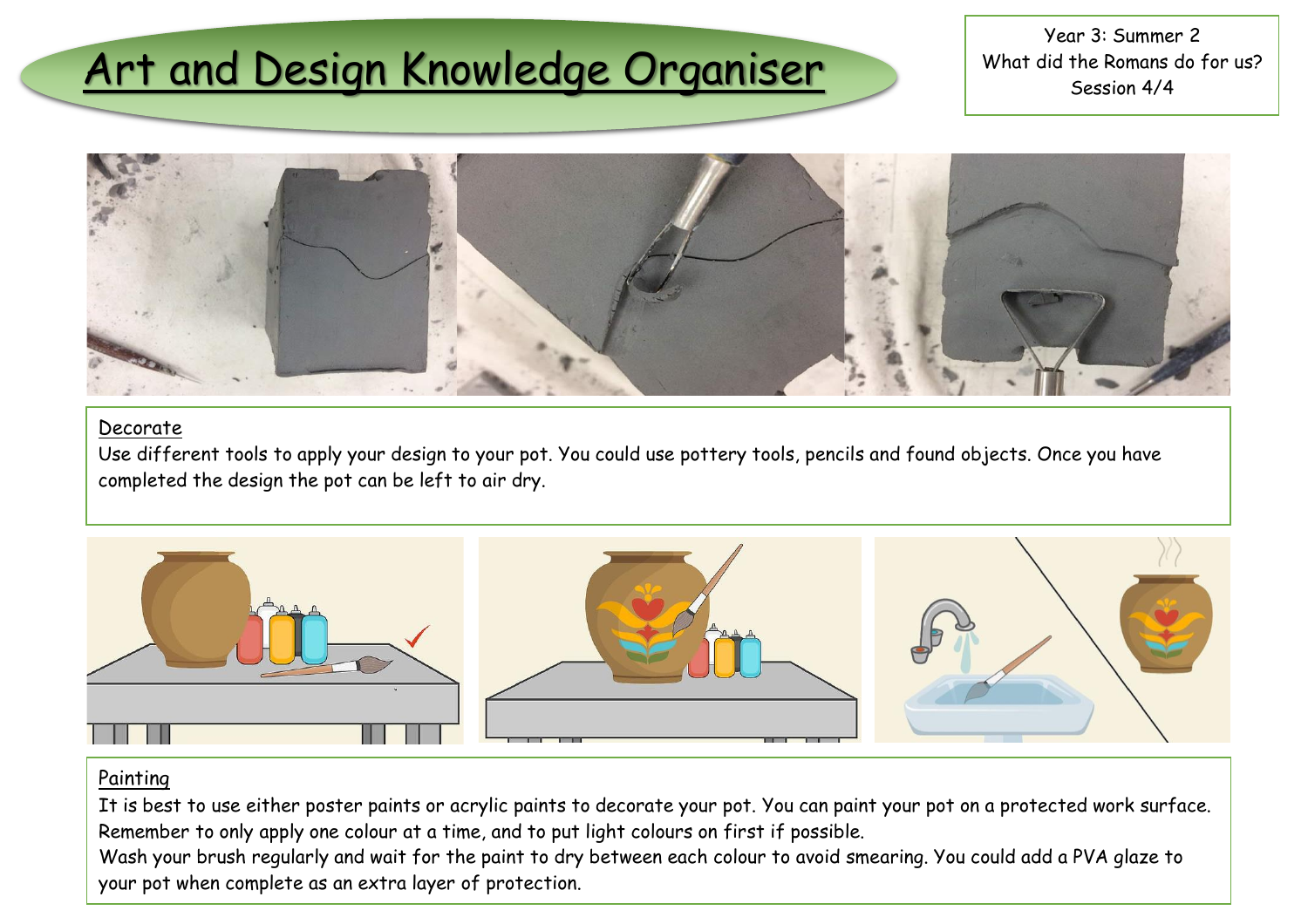# Art and Design Knowledge Organiser

Year 3: Summer 2
What did the Romans do for us?
Session 4/4

## Decorate

Use different tools to apply your design to your pot. You could use pottery tools, pencils and found objects. Once you have completed the design the pot can be left to air dry.

## Painting

It is best to use either poster paints or acrylic paints to decorate your pot. You can paint your pot on a protected work surface. Remember to only apply one colour at a time, and to put light colours on first if possible.
Wash your brush regularly and wait for the paint to dry between each colour to avoid smearing. You could add a PVA glaze to your pot when complete as an extra layer of protection.